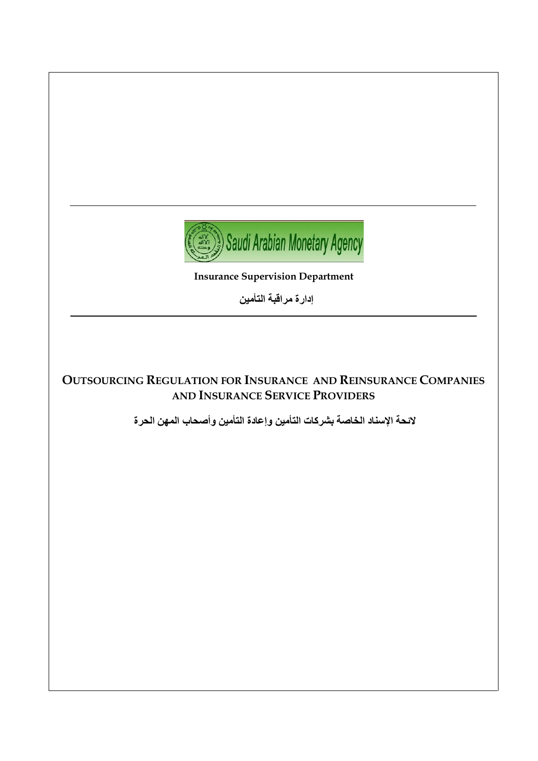Saudi Arabian Monetary Agency

**Insurance Supervision Department**

**إدارة مراقبة التأمين**

# OUTSOURCING REGULATION FOR INSURANCE AND REINSURANCE COMPANIES AND INSURANCE SERVICE PROVIDERS

**لائحة الإسناد الخاصة بشركات التأمين وإعادة التأمين وأصحاب المهن الحرة**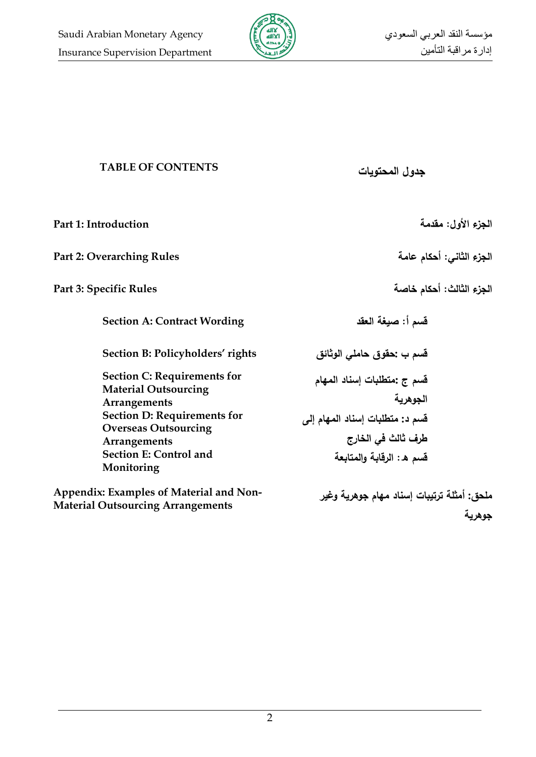## TABLE OF CONTENTS

## جدول المحتويات

| English | العربية |
| --- | --- |
| **Part 1: Introduction** | **الجزء الأول: مقدمة** |
| **Part 2: Overarching Rules** | **الجزء الثاني: أحكام عامة** |
| **Part 3: Specific Rules** | **الجزء الثالث: أحكام خاصة** |
| **Section A: Contract Wording** | **قسم أ: صيغة العقد** |
| **Section B: Policyholders' rights** | **قسم ب :حقوق حاملي الوثائق** |
| **Section C: Requirements for Material Outsourcing Arrangements** | **قسم ج :متطلبات إسناد المهام الجوهرية** |
| **Section D: Requirements for Overseas Outsourcing Arrangements** | **قسم د: متطلبات إسناد المهام إلى طرف ثالث في الخارج** |
| **Section E: Control and Monitoring** | **قسم هـ: الرقابة والمتابعة** |
| **Appendix: Examples of Material and Non-Material Outsourcing Arrangements** | **ملحق: أمثلة ترتيبات إسناد مهام جوهرية وغير جوهرية** |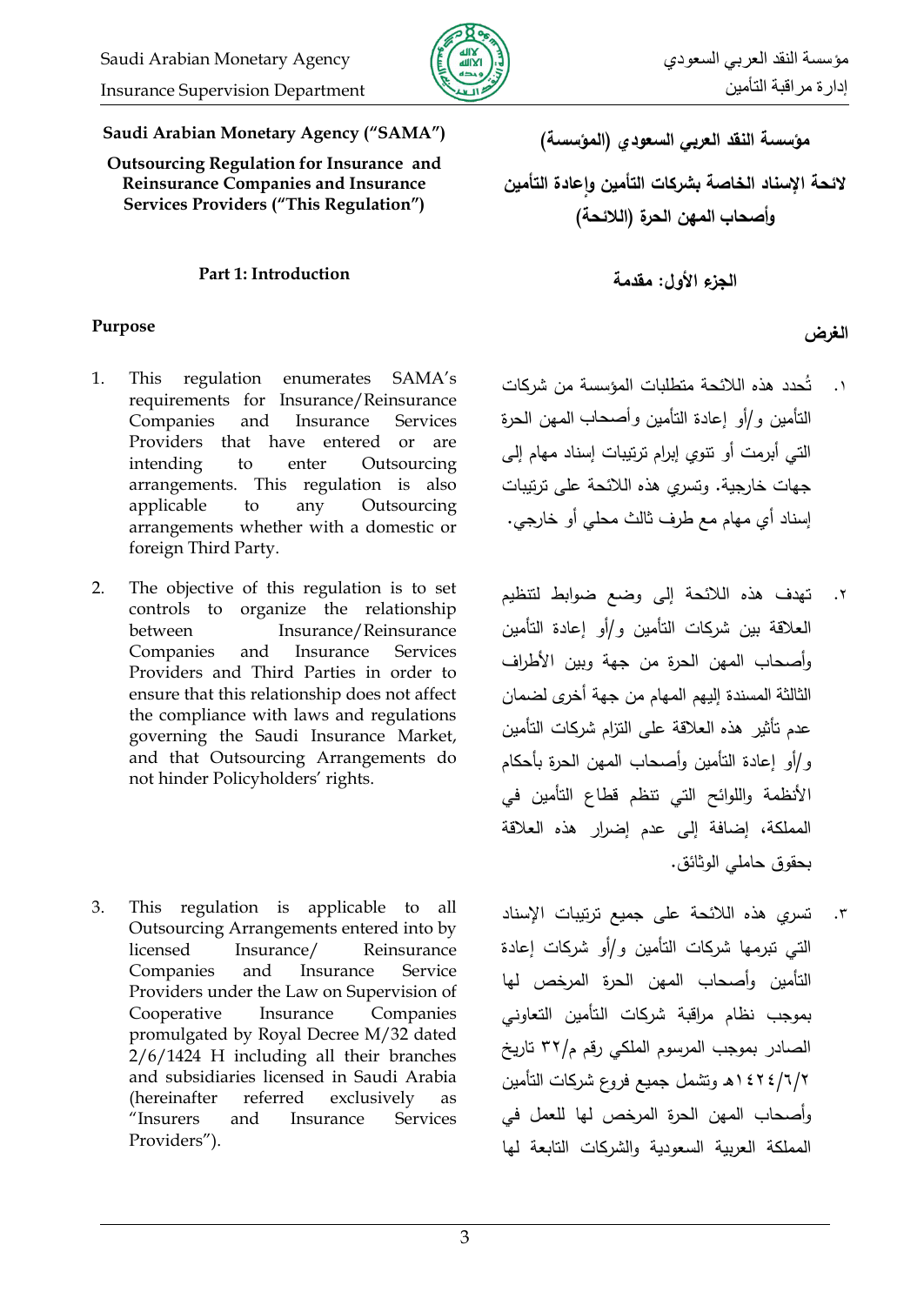**Saudi Arabian Monetary Agency ("SAMA")**

**Outsourcing Regulation for Insurance and Reinsurance Companies and Insurance Services Providers ("This Regulation")**

## Part 1: Introduction

### Purpose

1. This regulation enumerates SAMA's requirements for Insurance/Reinsurance Companies and Insurance Services Providers that have entered or are intending to enter Outsourcing arrangements. This regulation is also applicable to any Outsourcing arrangements whether with a domestic or foreign Third Party.

2. The objective of this regulation is to set controls to organize the relationship between Insurance/Reinsurance Companies and Insurance Services Providers and Third Parties in order to ensure that this relationship does not affect the compliance with laws and regulations governing the Saudi Insurance Market, and that Outsourcing Arrangements do not hinder Policyholders' rights.

3. This regulation is applicable to all Outsourcing Arrangements entered into by licensed Insurance/ Reinsurance Companies and Insurance Service Providers under the Law on Supervision of Cooperative Insurance Companies promulgated by Royal Decree M/32 dated 2/6/1424 H including all their branches and subsidiaries licensed in Saudi Arabia (hereinafter referred exclusively as "Insurers and Insurance Services Providers").

**مؤسسة النقد العربي السعودي (المؤسسة)**

**لائحة الإسناد الخاصة بشركات التأمين وإعادة التأمين وأصحاب المهن الحرة (اللائحة)**

## الجزء الأول: مقدمة

### الغرض

١. تُحدد هذه اللائحة متطلبات المؤسسة من شركات التأمين و/أو إعادة التأمين وأصحاب المهن الحرة التي أبرمت أو تنوي إبرام ترتيبات إسناد مهام إلى جهات خارجية. وتسري هذه اللائحة على ترتيبات إسناد أي مهام مع طرف ثالث محلي أو خارجي.

٢. تهدف هذه اللائحة إلى وضع ضوابط لتنظيم العلاقة بين شركات التأمين و/أو إعادة التأمين وأصحاب المهن الحرة من جهة وبين الأطراف الثالثة المسندة إليهم المهام من جهة أخرى لضمان عدم تأثير هذه العلاقة على التزام شركات التأمين و/أو إعادة التأمين وأصحاب المهن الحرة بأحكام الأنظمة واللوائح التي تنظم قطاع التأمين في المملكة، إضافة إلى عدم إضرار هذه العلاقة بحقوق حاملي الوثائق.

٣. تسري هذه اللائحة على جميع ترتيبات الإسناد التي تبرمها شركات التأمين و/أو شركات إعادة التأمين وأصحاب المهن الحرة المرخص لها بموجب نظام مراقبة شركات التأمين التعاوني الصادر بموجب المرسوم الملكي رقم م/٣٢ تاريخ ١٤٢٤/٦/٢هـ وتشمل جميع فروع شركات التأمين وأصحاب المهن الحرة المرخص لها للعمل في المملكة العربية السعودية والشركات التابعة لها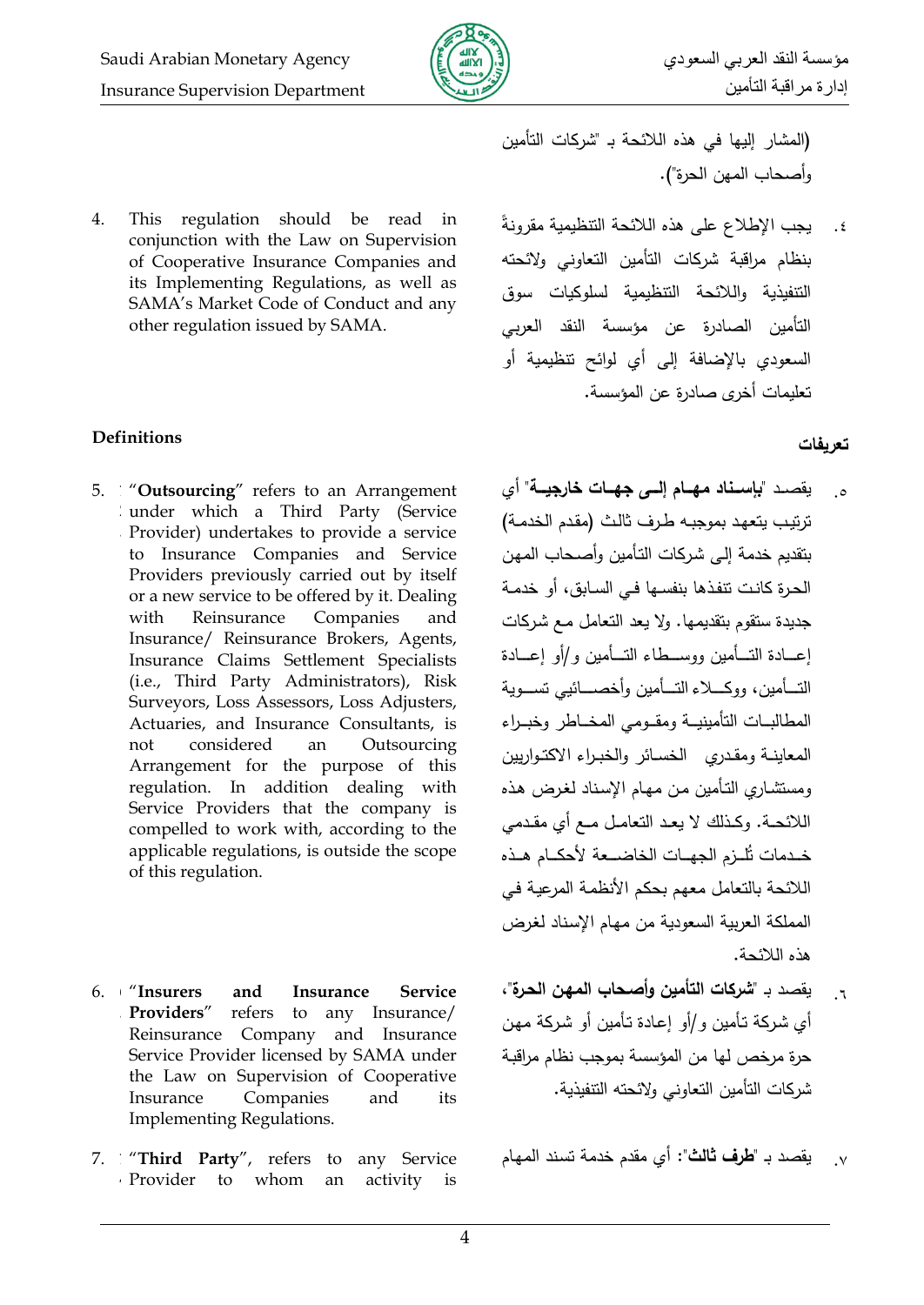(المشار إليها في هذه اللائحة بـ "شركات التأمين وأصحاب المهن الحرة").

4. This regulation should be read in conjunction with the Law on Supervision of Cooperative Insurance Companies and its Implementing Regulations, as well as SAMA's Market Code of Conduct and any other regulation issued by SAMA.

٤. يجب الإطلاع على هذه اللائحة التنظيمية مقرونةً بنظام مراقبة شركات التأمين التعاوني ولائحته التنفيذية واللائحة التنظيمية لسلوكيات سوق التأمين الصادرة عن مؤسسة النقد العربي السعودي بالإضافة إلى أي لوائح تنظيمية أو تعليمات أخرى صادرة عن المؤسسة.

## Definitions

## تعريفات

5. "**Outsourcing**" refers to an Arrangement under which a Third Party (Service Provider) undertakes to provide a service to Insurance Companies and Service Providers previously carried out by itself or a new service to be offered by it. Dealing with Reinsurance Companies and Insurance/ Reinsurance Brokers, Agents, Insurance Claims Settlement Specialists (i.e., Third Party Administrators), Risk Surveyors, Loss Assessors, Loss Adjusters, Actuaries, and Insurance Consultants, is not considered an Outsourcing Arrangement for the purpose of this regulation. In addition dealing with Service Providers that the company is compelled to work with, according to the applicable regulations, is outside the scope of this regulation.

٥. يقصد "**بإسناد مهام إلى جهات خارجية**" أي ترتيب يتعهد بموجبه طرف ثالث (مقدم الخدمة) بتقديم خدمة إلى شركات التأمين وأصحاب المهن الحرة كانت تنفذها بنفسها في السابق، أو خدمة جديدة ستقوم بتقديمها. ولا يعد التعامل مع شركات إعادة التأمين ووسطاء التأمين و/أو إعادة التأمين، ووكلاء التأمين وأخصائيي تسوية المطالبات التأمينية ومقومي المخاطر وخبراء المعاينة ومقدري الخسائر والخبراء الاكتواريين ومستشاري التأمين من مهام الإسناد لغرض هذه اللائحة. وكذلك لا يعد التعامل مع أي مقدمي خدمات تُلزم الجهات الخاضعة لأحكام هذه اللائحة بالتعامل معهم بحكم الأنظمة المرعية في المملكة العربية السعودية من مهام الإسناد لغرض هذه اللائحة.

6. "**Insurers and Insurance Service Providers**" refers to any Insurance/ Reinsurance Company and Insurance Service Provider licensed by SAMA under the Law on Supervision of Cooperative Insurance Companies and its Implementing Regulations.

٦. يقصد بـ "**شركات التأمين وأصحاب المهن الحرة**"، أي شركة تأمين و/أو إعادة تأمين أو شركة مهن حرة مرخص لها من المؤسسة بموجب نظام مراقبة شركات التأمين التعاوني ولائحته التنفيذية.

7. "**Third Party**", refers to any Service Provider to whom an activity is

٧. يقصد بـ "**طرف ثالث**": أي مقدم خدمة تسند المهام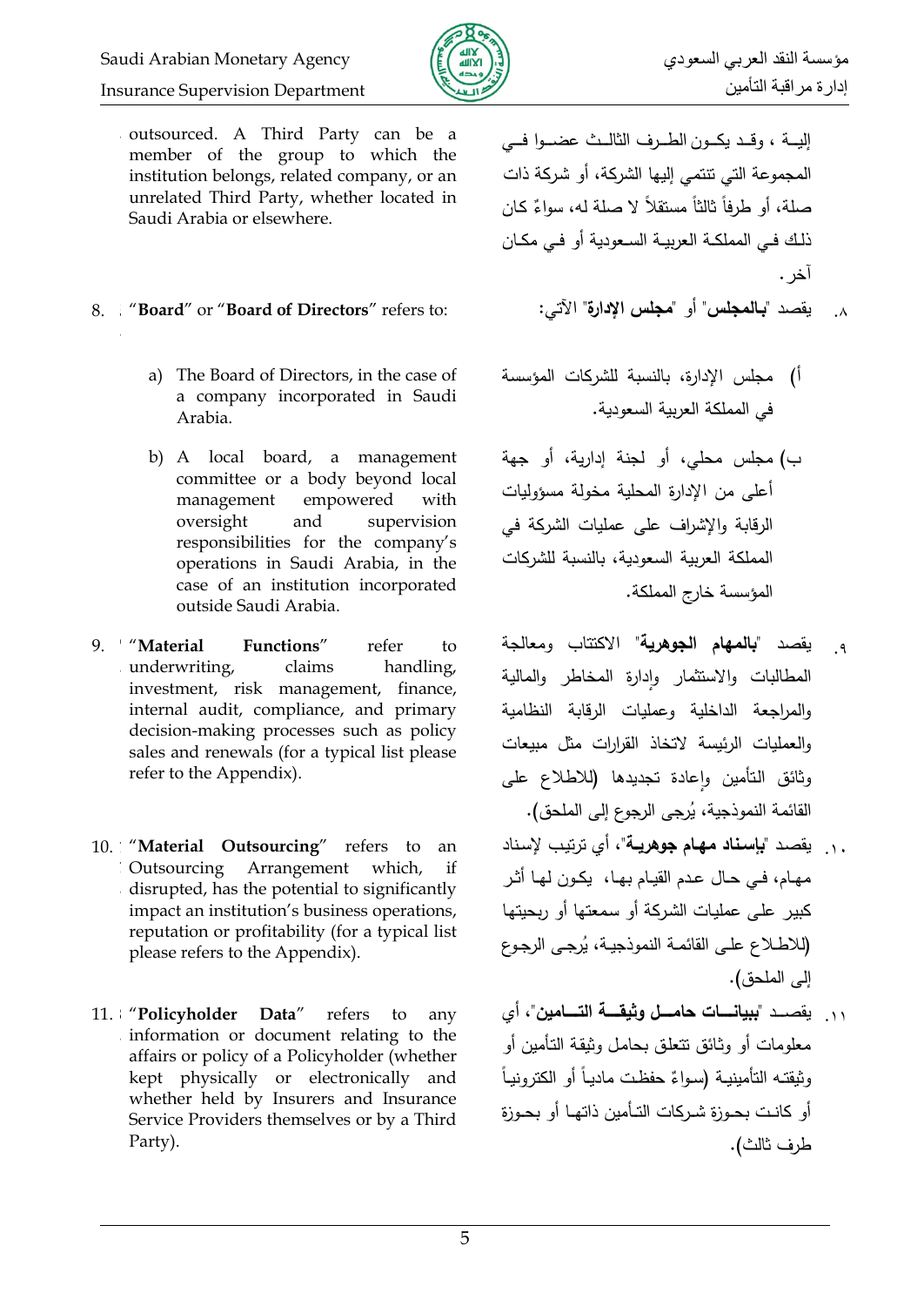outsourced. A Third Party can be a member of the group to which the institution belongs, related company, or an unrelated Third Party, whether located in Saudi Arabia or elsewhere.

إليـه ، وقـد يكـون الطـرف الثالـث عضـوا فـي المجموعة التي تنتمي إليها الشركة، أو شركة ذات صلة، أو طرفاً ثالثاً مستقلاً لا صلة له، سواءً كان ذلك فـي المملكـة العربيـة السـعودية أو فـي مكـان آخر.

8. "**Board**" or "**Board of Directors**" refers to:

   a) The Board of Directors, in the case of a company incorporated in Saudi Arabia.

   b) A local board, a management committee or a body beyond local management empowered with oversight and supervision responsibilities for the company's operations in Saudi Arabia, in the case of an institution incorporated outside Saudi Arabia.

٨. يقصد "**بالمجلس**" أو "**مجلس الإدارة**" الآتي:

   أ) مجلس الإدارة، بالنسبة للشركات المؤسسة في المملكة العربية السعودية.

   ب) مجلس محلي، أو لجنة إدارية، أو جهة أعلى من الإدارة المحلية مخولة مسؤوليات الرقابة والإشراف على عمليات الشركة في المملكة العربية السعودية، بالنسبة للشركات المؤسسة خارج المملكة.

9. "**Material Functions**" refer to underwriting, claims handling, investment, risk management, finance, internal audit, compliance, and primary decision-making processes such as policy sales and renewals (for a typical list please refer to the Appendix).

٩. يقصد "**بالمهام الجوهرية**" الاكتتاب ومعالجة المطالبات والاستثمار وإدارة المخاطر والمالية والمراجعة الداخلية وعمليات الرقابة النظامية والعمليات الرئيسة لاتخاذ القرارات مثل مبيعات وثائق التأمين وإعادة تجديدها (للاطلاع على القائمة النموذجية، يُرجى الرجوع إلى الملحق).

10. "**Material Outsourcing**" refers to an Outsourcing Arrangement which, if disrupted, has the potential to significantly impact an institution's business operations, reputation or profitability (for a typical list please refers to the Appendix).

١٠. يقصد "**بإسناد مهام جوهرية**"، أي ترتيب لإسناد مهام، في حال عدم القيام بها، يكون لها أثر كبير على عمليات الشركة أو سمعتها أو ربحيتها (للاطلاع على القائمة النموذجية، يُرجى الرجوع إلى الملحق).

11. "**Policyholder Data**" refers to any information or document relating to the affairs or policy of a Policyholder (whether kept physically or electronically and whether held by Insurers and Insurance Service Providers themselves or by a Third Party).

١١. يقصد "**ببيانات حامل وثيقة التأمين**"، أي معلومات أو وثائق تتعلق بحامل وثيقة التأمين أو وثيقته التأمينية (سواءً حفظت مادياً أو الكترونياً أو كانت بحوزة شركات التأمين ذاتها أو بحوزة طرف ثالث).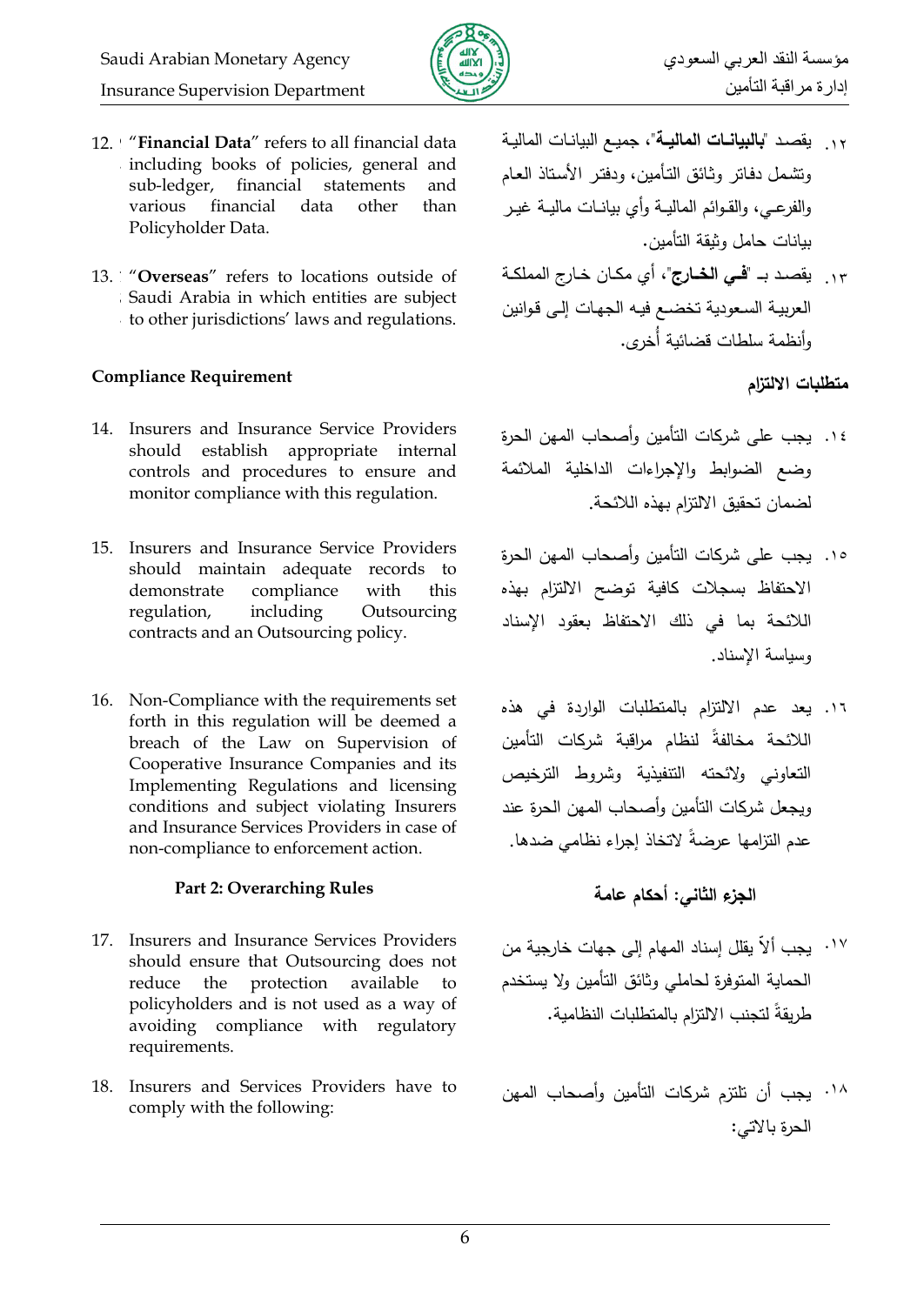12. "**Financial Data**" refers to all financial data including books of policies, general and sub-ledger, financial statements and various financial data other than Policyholder Data.

13. "**Overseas**" refers to locations outside of Saudi Arabia in which entities are subject to other jurisdictions' laws and regulations.

**Compliance Requirement**

14. Insurers and Insurance Service Providers should establish appropriate internal controls and procedures to ensure and monitor compliance with this regulation.

15. Insurers and Insurance Service Providers should maintain adequate records to demonstrate compliance with this regulation, including Outsourcing contracts and an Outsourcing policy.

16. Non-Compliance with the requirements set forth in this regulation will be deemed a breach of the Law on Supervision of Cooperative Insurance Companies and its Implementing Regulations and licensing conditions and subject violating Insurers and Insurance Services Providers in case of non-compliance to enforcement action.

**Part 2: Overarching Rules**

17. Insurers and Insurance Services Providers should ensure that Outsourcing does not reduce the protection available to policyholders and is not used as a way of avoiding compliance with regulatory requirements.

18. Insurers and Services Providers have to comply with the following:

١٢. يقصد "**بالبيانات المالية**"، جميع البيانات المالية وتشمل دفاتر وثائق التأمين، ودفتر الأستاذ العام والفرعي، والقوائم المالية وأي بيانات مالية غير بيانات حامل وثيقة التأمين.

١٣. يقصد بـ "**في الخارج**"، أي مكان خارج المملكة العربية السعودية تخضع فيه الجهات إلى قوانين وأنظمة سلطات قضائية أُخرى.

**متطلبات الالتزام**

١٤. يجب على شركات التأمين وأصحاب المهن الحرة وضع الضوابط والإجراءات الداخلية الملائمة لضمان تحقيق الالتزام بهذه اللائحة.

١٥. يجب على شركات التأمين وأصحاب المهن الحرة الاحتفاظ بسجلات كافية توضح الالتزام بهذه اللائحة بما في ذلك الاحتفاظ بعقود الإسناد وسياسة الإسناد.

١٦. يعد عدم الالتزام بالمتطلبات الواردة في هذه اللائحة مخالفةً لنظام مراقبة شركات التأمين التعاوني ولائحته التنفيذية وشروط الترخيص ويجعل شركات التأمين وأصحاب المهن الحرة عند عدم التزامها عرضةً لاتخاذ إجراء نظامي ضدها.

**الجزء الثاني: أحكام عامة**

١٧. يجب ألاّ يقلل إسناد المهام إلى جهات خارجية من الحماية المتوفرة لحاملي وثائق التأمين ولا يستخدم طريقةً لتجنب الالتزام بالمتطلبات النظامية.

١٨. يجب أن تلتزم شركات التأمين وأصحاب المهن الحرة بالآتي: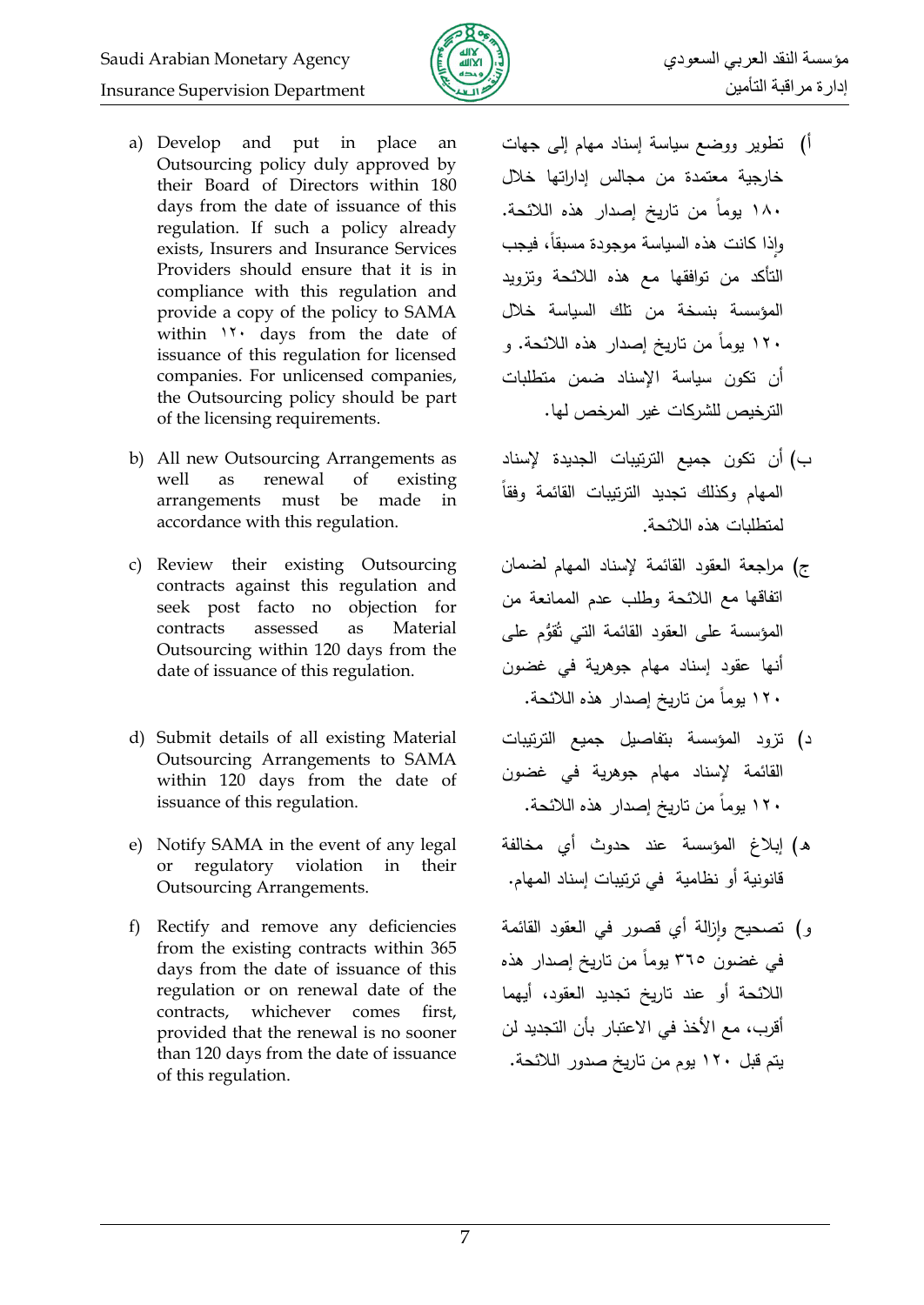a) Develop and put in place an Outsourcing policy duly approved by their Board of Directors within 180 days from the date of issuance of this regulation. If such a policy already exists, Insurers and Insurance Services Providers should ensure that it is in compliance with this regulation and provide a copy of the policy to SAMA within ١٢٠ days from the date of issuance of this regulation for licensed companies. For unlicensed companies, the Outsourcing policy should be part of the licensing requirements.

b) All new Outsourcing Arrangements as well as renewal of existing arrangements must be made in accordance with this regulation.

c) Review their existing Outsourcing contracts against this regulation and seek post facto no objection for contracts assessed as Material Outsourcing within 120 days from the date of issuance of this regulation.

d) Submit details of all existing Material Outsourcing Arrangements to SAMA within 120 days from the date of issuance of this regulation.

e) Notify SAMA in the event of any legal or regulatory violation in their Outsourcing Arrangements.

f) Rectify and remove any deficiencies from the existing contracts within 365 days from the date of issuance of this regulation or on renewal date of the contracts, whichever comes first, provided that the renewal is no sooner than 120 days from the date of issuance of this regulation.

أ) تطوير ووضع سياسة إسناد مهام إلى جهات خارجية معتمدة من مجالس إداراتها خلال ١٨٠ يوماً من تاريخ إصدار هذه اللائحة. وإذا كانت هذه السياسة موجودة مسبقاً، فيجب التأكد من توافقها مع هذه اللائحة وتزويد المؤسسة بنسخة من تلك السياسة خلال ١٢٠ يوماً من تاريخ إصدار هذه اللائحة. و أن تكون سياسة الإسناد ضمن متطلبات الترخيص للشركات غير المرخص لها.

ب) أن تكون جميع الترتيبات الجديدة لإسناد المهام وكذلك تجديد الترتيبات القائمة وفقاً لمتطلبات هذه اللائحة.

ج) مراجعة العقود القائمة لإسناد المهام لضمان اتفاقها مع اللائحة وطلب عدم الممانعة من المؤسسة على العقود القائمة التي تُقوَّم على أنها عقود إسناد مهام جوهرية في غضون ١٢٠ يوماً من تاريخ إصدار هذه اللائحة.

د) تزود المؤسسة بتفاصيل جميع الترتيبات القائمة لإسناد مهام جوهرية في غضون ١٢٠ يوماً من تاريخ إصدار هذه اللائحة.

هـ) إبلاغ المؤسسة عند حدوث أي مخالفة قانونية أو نظامية في ترتيبات إسناد المهام.

و) تصحيح وإزالة أي قصور في العقود القائمة في غضون ٣٦٥ يوماً من تاريخ إصدار هذه اللائحة أو عند تاريخ تجديد العقود، أيهما أقرب، مع الأخذ في الاعتبار بأن التجديد لن يتم قبل ١٢٠ يوم من تاريخ صدور اللائحة.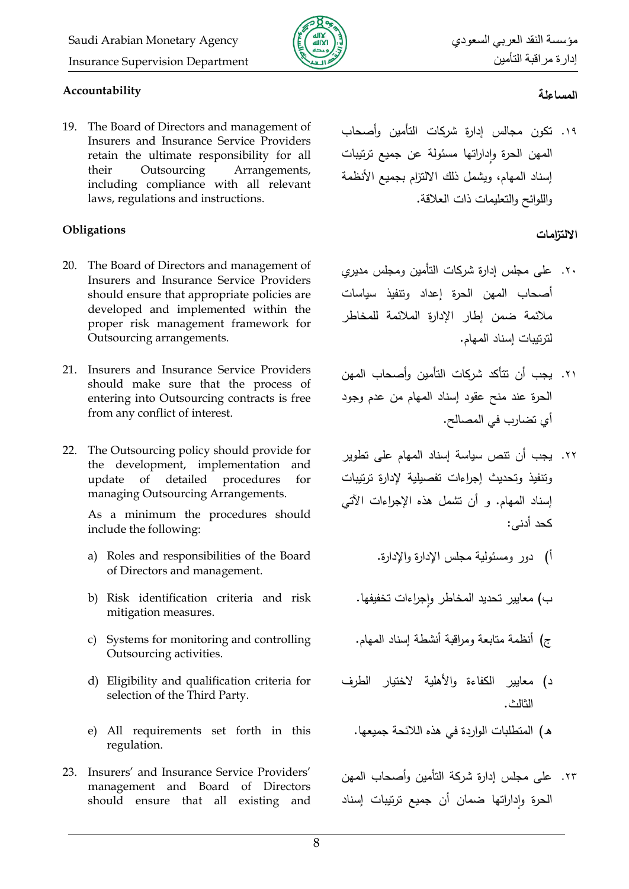### Accountability

19. The Board of Directors and management of Insurers and Insurance Service Providers retain the ultimate responsibility for all their Outsourcing Arrangements, including compliance with all relevant laws, regulations and instructions.

### Obligations

20. The Board of Directors and management of Insurers and Insurance Service Providers should ensure that appropriate policies are developed and implemented within the proper risk management framework for Outsourcing arrangements.

21. Insurers and Insurance Service Providers should make sure that the process of entering into Outsourcing contracts is free from any conflict of interest.

22. The Outsourcing policy should provide for the development, implementation and update of detailed procedures for managing Outsourcing Arrangements.

    As a minimum the procedures should include the following:

    a) Roles and responsibilities of the Board of Directors and management.

    b) Risk identification criteria and risk mitigation measures.

    c) Systems for monitoring and controlling Outsourcing activities.

    d) Eligibility and qualification criteria for selection of the Third Party.

    e) All requirements set forth in this regulation.

23. Insurers' and Insurance Service Providers' management and Board of Directors should ensure that all existing and

### المساءلة

١٩. تكون مجالس إدارة شركات التأمين وأصحاب المهن الحرة وإداراتها مسئولة عن جميع ترتيبات إسناد المهام، ويشمل ذلك الالتزام بجميع الأنظمة واللوائح والتعليمات ذات العلاقة.

### الالتزامات

٢٠. على مجلس إدارة شركات التأمين ومجلس مديري أصحاب المهن الحرة إعداد وتنفيذ سياسات ملائمة ضمن إطار الإدارة الملائمة للمخاطر لترتيبات إسناد المهام.

٢١. يجب أن تتأكد شركات التأمين وأصحاب المهن الحرة عند منح عقود إسناد المهام من عدم وجود أي تضارب في المصالح.

٢٢. يجب أن تنص سياسة إسناد المهام على تطوير وتنفيذ وتحديث إجراءات تفصيلية لإدارة ترتيبات إسناد المهام. و أن تشمل هذه الإجراءات الآتي كحد أدنى:

أ) دور ومسئولية مجلس الإدارة والإدارة.

ب) معايير تحديد المخاطر وإجراءات تخفيفها.

ج) أنظمة متابعة ومراقبة أنشطة إسناد المهام.

د) معايير الكفاءة والأهلية لاختيار الطرف الثالث.

هـ) المتطلبات الواردة في هذه اللائحة جميعها.

٢٣. على مجلس إدارة شركة التأمين وأصحاب المهن الحرة وإداراتها ضمان أن جميع ترتيبات إسناد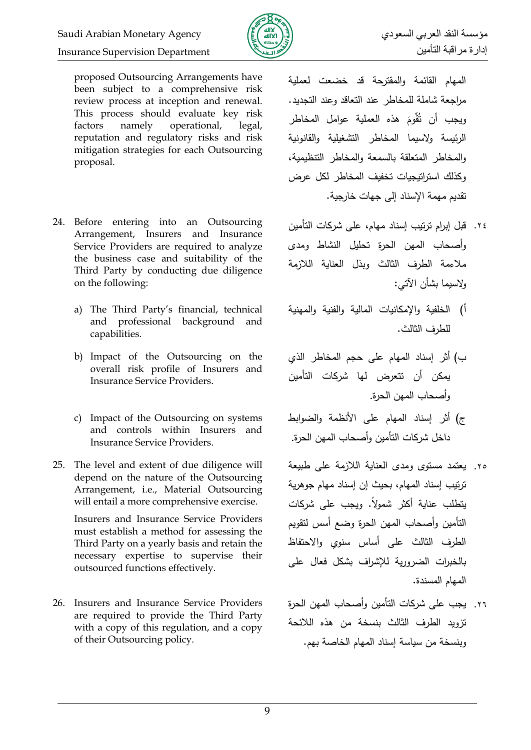proposed Outsourcing Arrangements have been subject to a comprehensive risk review process at inception and renewal. This process should evaluate key risk factors namely operational, legal, reputation and regulatory risks and risk mitigation strategies for each Outsourcing proposal.

المهام القائمة والمقترحة قد خضعت لعملية مراجعة شاملة للمخاطر عند التعاقد وعند التجديد. ويجب أن تُقَوِّمَ هذه العملية عوامل المخاطر الرئيسة ولاسيما المخاطر التشغيلية والقانونية والمخاطر المتعلقة بالسمعة والمخاطر التنظيمية، وكذلك استراتيجيات تخفيف المخاطر لكل عرض تقديم مهمة الإسناد إلى جهات خارجية.

24. Before entering into an Outsourcing Arrangement, Insurers and Insurance Service Providers are required to analyze the business case and suitability of the Third Party by conducting due diligence on the following:

    a) The Third Party's financial, technical and professional background and capabilities.

    b) Impact of the Outsourcing on the overall risk profile of Insurers and Insurance Service Providers.

    c) Impact of the Outsourcing on systems and controls within Insurers and Insurance Service Providers.

٢٤. قبل إبرام ترتيب إسناد مهام، على شركات التأمين وأصحاب المهن الحرة تحليل النشاط ومدى ملاءمة الطرف الثالث وبذل العناية اللازمة ولاسيما بشأن الآتي:

أ) الخلفية والإمكانيات المالية والفنية والمهنية للطرف الثالث.

ب) أثر إسناد المهام على حجم المخاطر الذي يمكن أن تتعرض لها شركات التأمين وأصحاب المهن الحرة.

ج) أثر إسناد المهام على الأنظمة والضوابط داخل شركات التأمين وأصحاب المهن الحرة.

25. The level and extent of due diligence will depend on the nature of the Outsourcing Arrangement, i.e., Material Outsourcing will entail a more comprehensive exercise.

    Insurers and Insurance Service Providers must establish a method for assessing the Third Party on a yearly basis and retain the necessary expertise to supervise their outsourced functions effectively.

٢٥. يعتمد مستوى ومدى العناية اللازمة على طبيعة ترتيب إسناد المهام، بحيث إن إسناد مهام جوهرية يتطلب عناية أكثر شمولاً. ويجب على شركات التأمين وأصحاب المهن الحرة وضع أسس لتقويم الطرف الثالث على أساس سنوي والاحتفاظ بالخبرات الضرورية للإشراف بشكل فعال على المهام المسندة.

26. Insurers and Insurance Service Providers are required to provide the Third Party with a copy of this regulation, and a copy of their Outsourcing policy.

٢٦. يجب على شركات التأمين وأصحاب المهن الحرة تزويد الطرف الثالث بنسخة من هذه اللائحة وبنسخة من سياسة إسناد المهام الخاصة بهم.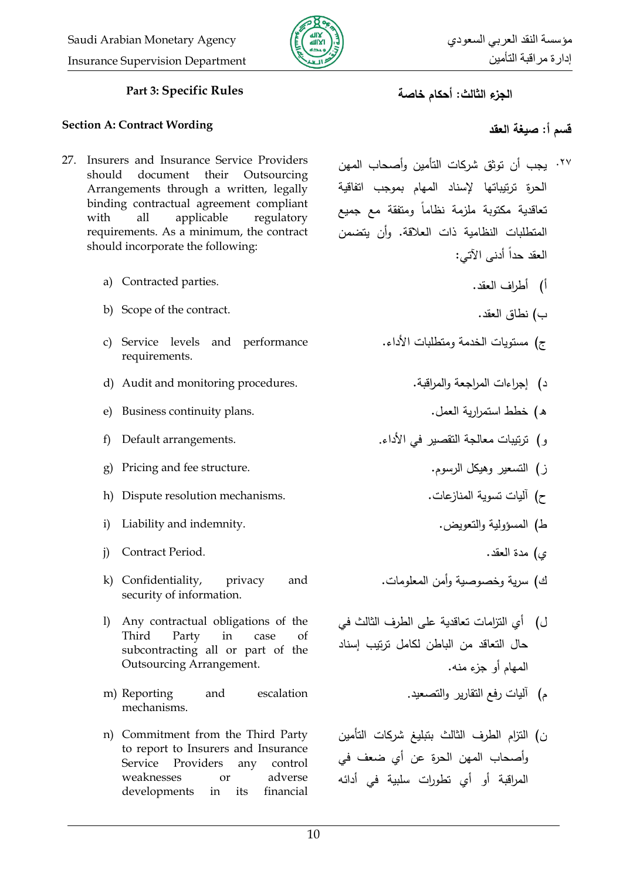## Part 3: Specific Rules

### Section A: Contract Wording

27. Insurers and Insurance Service Providers should document their Outsourcing Arrangements through a written, legally binding contractual agreement compliant with all applicable regulatory requirements. As a minimum, the contract should incorporate the following:

    a) Contracted parties.

    b) Scope of the contract.

    c) Service levels and performance requirements.

    d) Audit and monitoring procedures.

    e) Business continuity plans.

    f) Default arrangements.

    g) Pricing and fee structure.

    h) Dispute resolution mechanisms.

    i) Liability and indemnity.

    j) Contract Period.

    k) Confidentiality, privacy and security of information.

    l) Any contractual obligations of the Third Party in case of subcontracting all or part of the Outsourcing Arrangement.

    m) Reporting and escalation mechanisms.

    n) Commitment from the Third Party to report to Insurers and Insurance Service Providers any control weaknesses or adverse developments in its financial

## الجزء الثالث: أحكام خاصة

### قسم أ: صيغة العقد

٢٧. يجب أن توثق شركات التأمين وأصحاب المهن الحرة ترتيباتها لإسناد المهام بموجب اتفاقية تعاقدية مكتوبة ملزمة نظاماً ومتفقة مع جميع المتطلبات النظامية ذات العلاقة. وأن يتضمن العقد حداً أدنى الآتي:

    أ) أطراف العقد.

    ب) نطاق العقد.

    ج) مستويات الخدمة ومتطلبات الأداء.

    د) إجراءات المراجعة والمراقبة.

    هـ) خطط استمرارية العمل.

    و) ترتيبات معالجة التقصير في الأداء.

    ز) التسعير وهيكل الرسوم.

    ح) آليات تسوية المنازعات.

    ط) المسؤولية والتعويض.

    ي) مدة العقد.

    ك) سرية وخصوصية وأمن المعلومات.

    ل) أي التزامات تعاقدية على الطرف الثالث في حال التعاقد من الباطن لكامل ترتيب إسناد المهام أو جزء منه.

    م) آليات رفع التقارير والتصعيد.

    ن) التزام الطرف الثالث بتبليغ شركات التأمين وأصحاب المهن الحرة عن أي ضعف في المراقبة أو أي تطورات سلبية في أدائه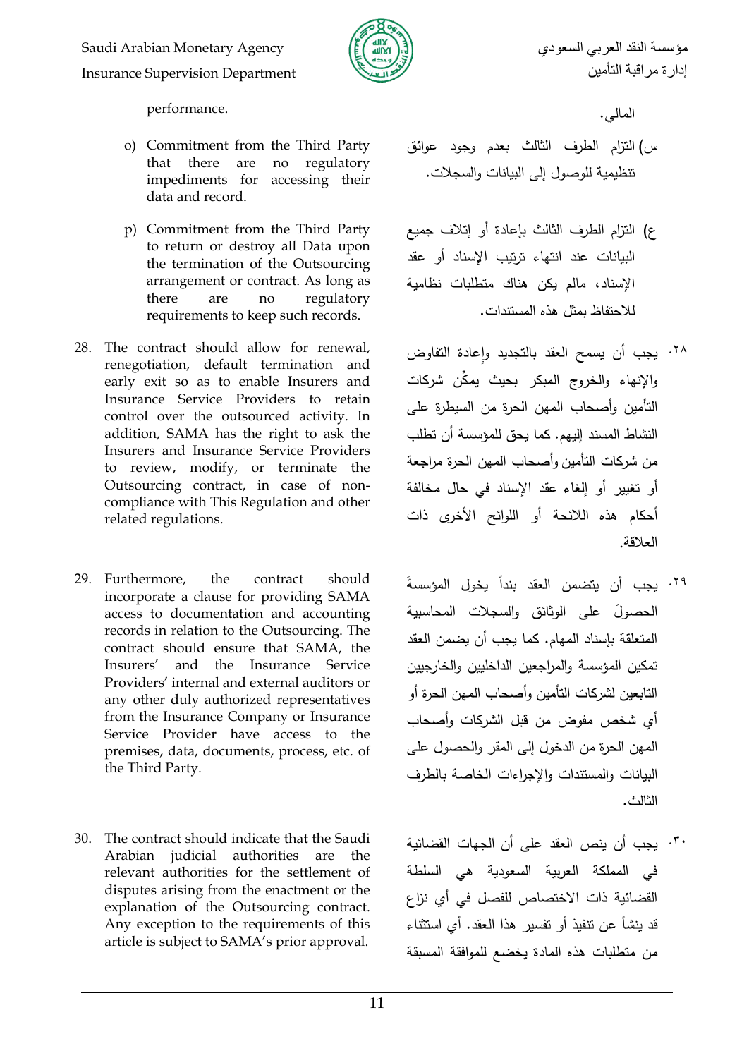performance.

o) Commitment from the Third Party that there are no regulatory impediments for accessing their data and record.

p) Commitment from the Third Party to return or destroy all Data upon the termination of the Outsourcing arrangement or contract. As long as there are no regulatory requirements to keep such records.

28. The contract should allow for renewal, renegotiation, default termination and early exit so as to enable Insurers and Insurance Service Providers to retain control over the outsourced activity. In addition, SAMA has the right to ask the Insurers and Insurance Service Providers to review, modify, or terminate the Outsourcing contract, in case of non-compliance with This Regulation and other related regulations.

29. Furthermore, the contract should incorporate a clause for providing SAMA access to documentation and accounting records in relation to the Outsourcing. The contract should ensure that SAMA, the Insurers' and the Insurance Service Providers' internal and external auditors or any other duly authorized representatives from the Insurance Company or Insurance Service Provider have access to the premises, data, documents, process, etc. of the Third Party.

30. The contract should indicate that the Saudi Arabian judicial authorities are the relevant authorities for the settlement of disputes arising from the enactment or the explanation of the Outsourcing contract. Any exception to the requirements of this article is subject to SAMA's prior approval.

المالي.

س) التزام الطرف الثالث بعدم وجود عوائق تنظيمية للوصول إلى البيانات والسجلات.

ع) التزام الطرف الثالث بإعادة أو إتلاف جميع البيانات عند انتهاء ترتيب الإسناد أو عقد الإسناد، مالم يكن هناك متطلبات نظامية للاحتفاظ بمثل هذه المستندات.

٢٨. يجب أن يسمح العقد بالتجديد وإعادة التفاوض والإنهاء والخروج المبكر بحيث يمكّن شركات التأمين وأصحاب المهن الحرة من السيطرة على النشاط المسند إليهم. كما يحق للمؤسسة أن تطلب من شركات التأمين وأصحاب المهن الحرة مراجعة أو تغيير أو إلغاء عقد الإسناد في حال مخالفة أحكام هذه اللائحة أو اللوائح الأخرى ذات العلاقة.

٢٩. يجب أن يتضمن العقد بنداً يخول المؤسسةَ الحصولَ على الوثائق والسجلات المحاسبية المتعلقة بإسناد المهام. كما يجب أن يضمن العقد تمكين المؤسسة والمراجعين الداخليين والخارجيين التابعين لشركات التأمين وأصحاب المهن الحرة أو أي شخص مفوض من قبل الشركات وأصحاب المهن الحرة من الدخول إلى المقر والحصول على البيانات والمستندات والإجراءات الخاصة بالطرف الثالث.

٣٠. يجب أن ينص العقد على أن الجهات القضائية في المملكة العربية السعودية هي السلطة القضائية ذات الاختصاص للفصل في أي نزاع قد ينشأ عن تنفيذ أو تفسير هذا العقد. أي استثناء من متطلبات هذه المادة يخضع للموافقة المسبقة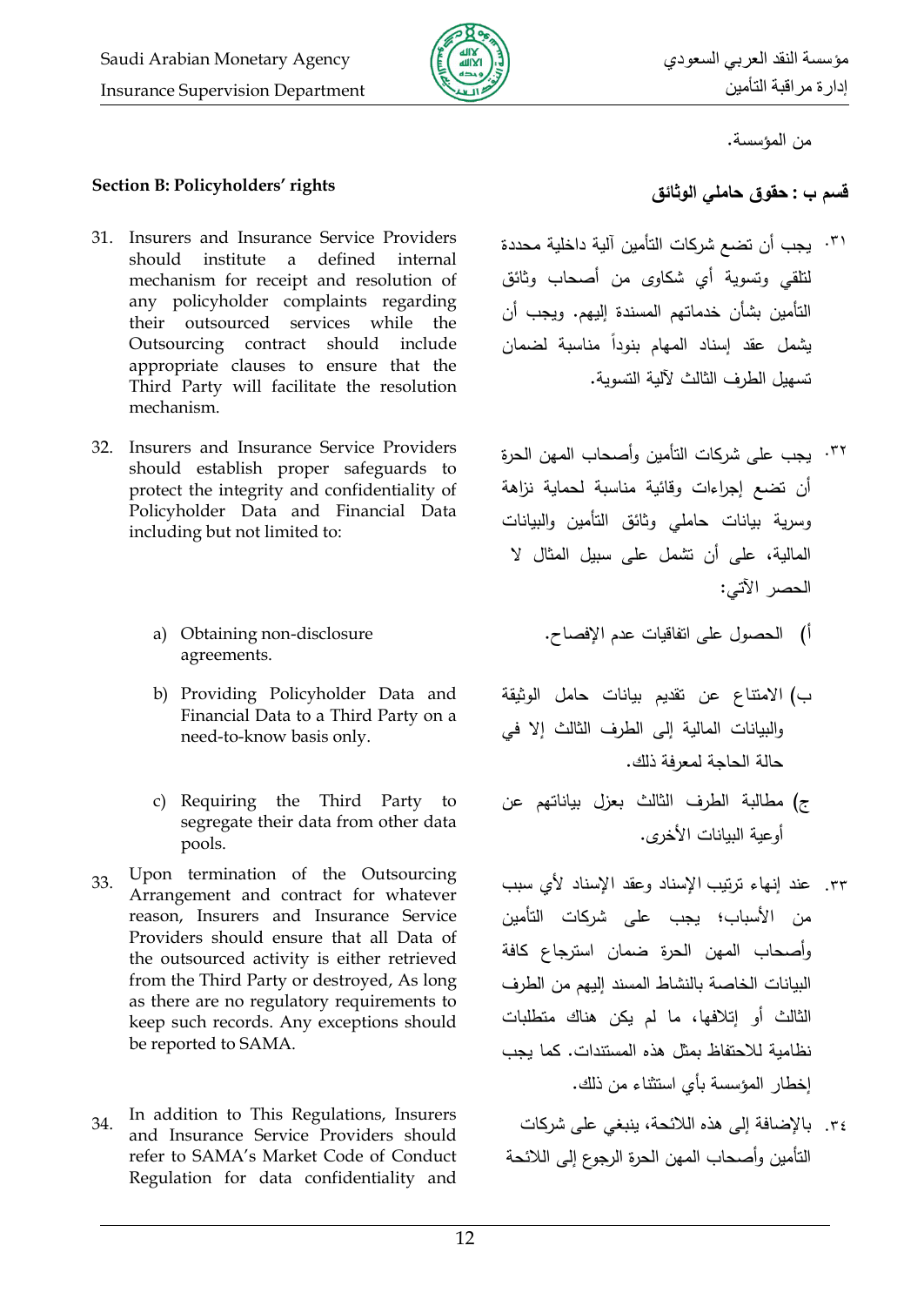من المؤسسة.

## Section B: Policyholders' rights

31. Insurers and Insurance Service Providers should institute a defined internal mechanism for receipt and resolution of any policyholder complaints regarding their outsourced services while the Outsourcing contract should include appropriate clauses to ensure that the Third Party will facilitate the resolution mechanism.

32. Insurers and Insurance Service Providers should establish proper safeguards to protect the integrity and confidentiality of Policyholder Data and Financial Data including but not limited to:

    a) Obtaining non-disclosure agreements.

    b) Providing Policyholder Data and Financial Data to a Third Party on a need-to-know basis only.

    c) Requiring the Third Party to segregate their data from other data pools.

33. Upon termination of the Outsourcing Arrangement and contract for whatever reason, Insurers and Insurance Service Providers should ensure that all Data of the outsourced activity is either retrieved from the Third Party or destroyed, As long as there are no regulatory requirements to keep such records. Any exceptions should be reported to SAMA.

34. In addition to This Regulations, Insurers and Insurance Service Providers should refer to SAMA's Market Code of Conduct Regulation for data confidentiality and

## قسم ب : حقوق حاملي الوثائق

٣١. يجب أن تضع شركات التأمين آلية داخلية محددة لتلقي وتسوية أي شكاوى من أصحاب وثائق التأمين بشأن خدماتهم المسندة إليهم. ويجب أن يشمل عقد إسناد المهام بنوداً مناسبة لضمان تسهيل الطرف الثالث لآلية التسوية.

٣٢. يجب على شركات التأمين وأصحاب المهن الحرة أن تضع إجراءات وقائية مناسبة لحماية نزاهة وسرية بيانات حاملي وثائق التأمين والبيانات المالية، على أن تشمل على سبيل المثال لا الحصر الآتي:

أ) الحصول على اتفاقيات عدم الإفصاح.

ب) الامتناع عن تقديم بيانات حامل الوثيقة والبيانات المالية إلى الطرف الثالث إلا في حالة الحاجة لمعرفة ذلك.

ج) مطالبة الطرف الثالث بعزل بياناتهم عن أوعية البيانات الأخرى.

٣٣. عند إنهاء ترتيب الإسناد وعقد الإسناد لأي سبب من الأسباب؛ يجب على شركات التأمين وأصحاب المهن الحرة ضمان استرجاع كافة البيانات الخاصة بالنشاط المسند إليهم من الطرف الثالث أو إتلافها، ما لم يكن هناك متطلبات نظامية للاحتفاظ بمثل هذه المستندات. كما يجب إخطار المؤسسة بأي استثناء من ذلك.

٣٤. بالإضافة إلى هذه اللائحة، ينبغي على شركات التأمين وأصحاب المهن الحرة الرجوع إلى اللائحة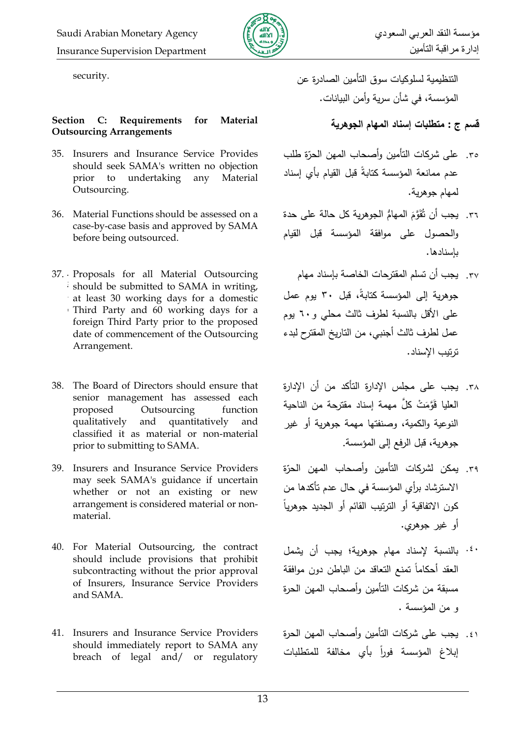security.

التنظيمية لسلوكيات سوق التأمين الصادرة عن المؤسسة، في شأن سرية وأمن البيانات.

**Section C: Requirements for Material Outsourcing Arrangements**

**قسم ج : متطلبات إسناد المهام الجوهرية**

35. Insurers and Insurance Service Provides should seek SAMA's written no objection prior to undertaking any Material Outsourcing.

٣٥. على شركات التأمين وأصحاب المهن الحرّة طلب عدم ممانعة المؤسسة كتابةً قبل القيام بأي إسناد لمهام جوهرية.

36. Material Functions should be assessed on a case-by-case basis and approved by SAMA before being outsourced.

٣٦. يجب أن تُقَوَّمَ المهامُّ الجوهرية كل حالة على حدة والحصول على موافقة المؤسسة قبل القيام بإسنادها.

37. Proposals for all Material Outsourcing should be submitted to SAMA in writing, at least 30 working days for a domestic Third Party and 60 working days for a foreign Third Party prior to the proposed date of commencement of the Outsourcing Arrangement.

٣٧. يجب أن تسلم المقترحات الخاصة بإسناد مهام جوهرية إلى المؤسسة كتابةً، قبل ٣٠ يوم عمل على الأقل بالنسبة لطرف ثالث محلي و٦٠ يوم عمل لطرف ثالث أجنبي، من التاريخ المقترح لبدء ترتيب الإسناد.

38. The Board of Directors should ensure that senior management has assessed each proposed Outsourcing function qualitatively and quantitatively and classified it as material or non-material prior to submitting to SAMA.

٣٨. يجب على مجلس الإدارة التأكد من أن الإدارة العليا قَوَّمَتْ كلَّ مهمة إسناد مقترحة من الناحية النوعية والكمية، وصنفتها مهمة جوهرية أو غير جوهرية، قبل الرفع إلى المؤسسة.

39. Insurers and Insurance Service Providers may seek SAMA's guidance if uncertain whether or not an existing or new arrangement is considered material or non-material.

٣٩. يمكن لشركات التأمين وأصحاب المهن الحرّة الاسترشاد برأي المؤسسة في حال عدم تأكدها من كون الاتفاقية أو الترتيب القائم أو الجديد جوهرياً أو غير جوهري.

40. For Material Outsourcing, the contract should include provisions that prohibit subcontracting without the prior approval of Insurers, Insurance Service Providers and SAMA.

٤٠. بالنسبة لإسناد مهام جوهرية؛ يجب أن يشمل العقد أحكاماً تمنع التعاقد من الباطن دون موافقة مسبقة من شركات التأمين وأصحاب المهن الحرة و من المؤسسة .

41. Insurers and Insurance Service Providers should immediately report to SAMA any breach of legal and/ or regulatory

٤١. يجب على شركات التأمين وأصحاب المهن الحرة إبلاغ المؤسسة فوراً بأي مخالفة للمتطلبات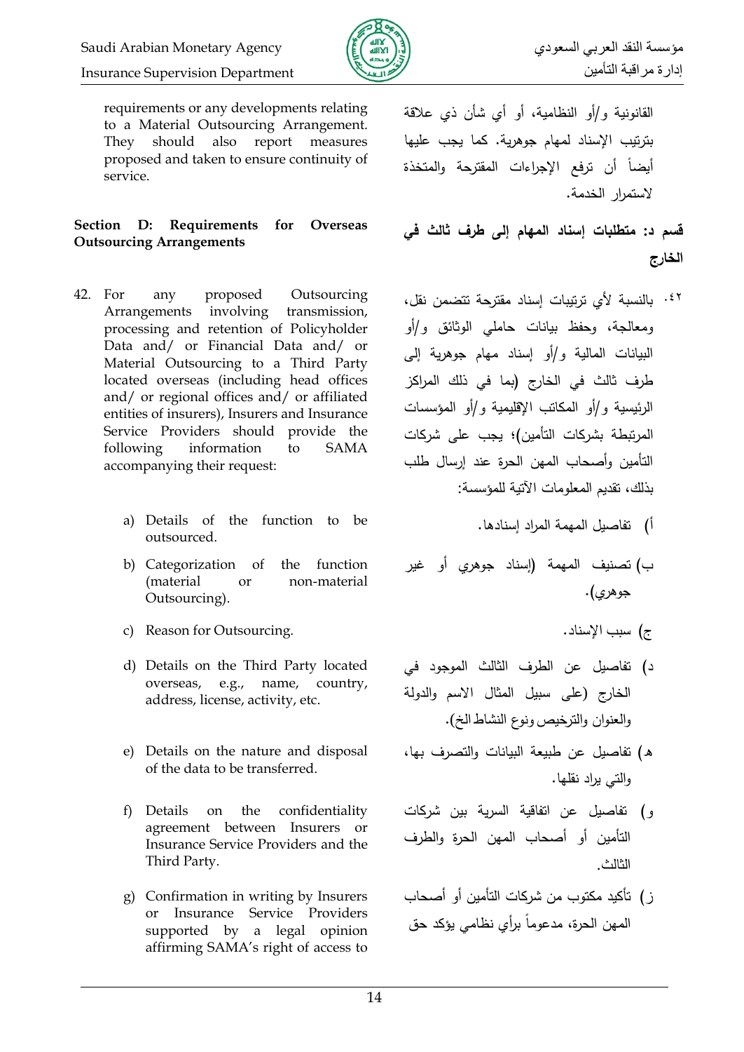requirements or any developments relating to a Material Outsourcing Arrangement. They should also report measures proposed and taken to ensure continuity of service.

القانونية و/أو النظامية، أو أي شأن ذي علاقة بترتيب الإسناد لمهام جوهرية. كما يجب عليها أيضاً أن ترفع الإجراءات المقترحة والمتخذة لاستمرار الخدمة.

**Section D: Requirements for Overseas Outsourcing Arrangements**

**قسم د: متطلبات إسناد المهام إلى طرف ثالث في الخارج**

42. For any proposed Outsourcing Arrangements involving transmission, processing and retention of Policyholder Data and/ or Financial Data and/ or Material Outsourcing to a Third Party located overseas (including head offices and/ or regional offices and/ or affiliated entities of insurers), Insurers and Insurance Service Providers should provide the following information to SAMA accompanying their request:

    a) Details of the function to be outsourced.

    b) Categorization of the function (material or non-material Outsourcing).

    c) Reason for Outsourcing.

    d) Details on the Third Party located overseas, e.g., name, country, address, license, activity, etc.

    e) Details on the nature and disposal of the data to be transferred.

    f) Details on the confidentiality agreement between Insurers or Insurance Service Providers and the Third Party.

    g) Confirmation in writing by Insurers or Insurance Service Providers supported by a legal opinion affirming SAMA's right of access to

٤٢. بالنسبة لأي ترتيبات إسناد مقترحة تتضمن نقل، ومعالجة، وحفظ بيانات حاملي الوثائق و/أو البيانات المالية و/أو إسناد مهام جوهرية إلى طرف ثالث في الخارج (بما في ذلك المراكز الرئيسية و/أو المكاتب الإقليمية و/أو المؤسسات المرتبطة بشركات التأمين)؛ يجب على شركات التأمين وأصحاب المهن الحرة عند إرسال طلب بذلك، تقديم المعلومات الآتية للمؤسسة:

أ) تفاصيل المهمة المراد إسنادها.

ب) تصنيف المهمة (إسناد جوهري أو غير جوهري).

ج) سبب الإسناد.

د) تفاصيل عن الطرف الثالث الموجود في الخارج (على سبيل المثال الاسم والدولة والعنوان والترخيص ونوع النشاط الخ).

هـ) تفاصيل عن طبيعة البيانات والتصرف بها، والتي يراد نقلها.

و) تفاصيل عن اتفاقية السرية بين شركات التأمين أو أصحاب المهن الحرة والطرف الثالث.

ز) تأكيد مكتوب من شركات التأمين أو أصحاب المهن الحرة، مدعوماً برأي نظامي يؤكد حق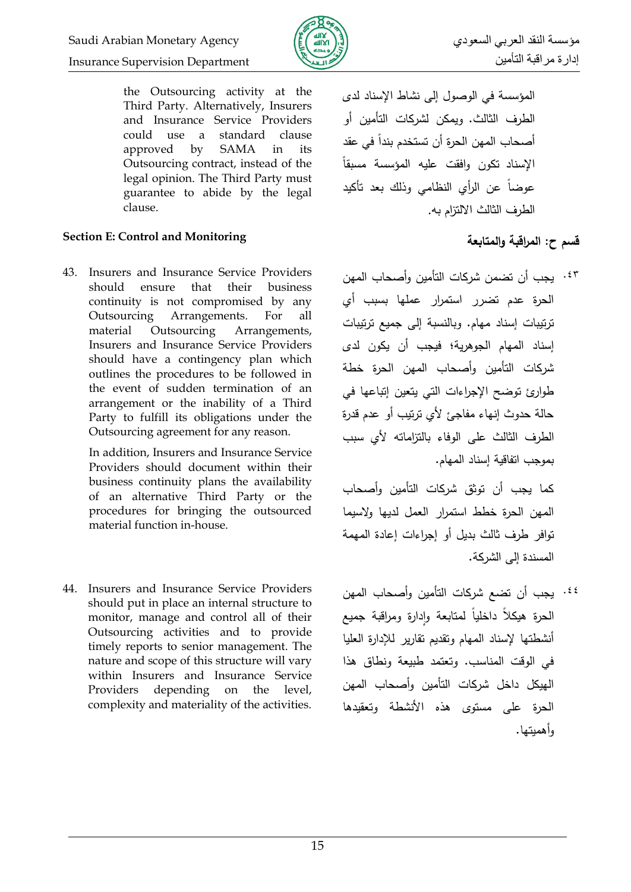the Outsourcing activity at the Third Party. Alternatively, Insurers and Insurance Service Providers could use a standard clause approved by SAMA in its Outsourcing contract, instead of the legal opinion. The Third Party must guarantee to abide by the legal clause.

المؤسسة في الوصول إلى نشاط الإسناد لدى الطرف الثالث. ويمكن لشركات التأمين أو أصحاب المهن الحرة أن تستخدم بنداً في عقد الإسناد تكون وافقت عليه المؤسسة مسبقاً عوضاً عن الرأي النظامي وذلك بعد تأكيد الطرف الثالث الالتزام به.

**Section E: Control and Monitoring**

**قسم ح: المراقبة والمتابعة**

43. Insurers and Insurance Service Providers should ensure that their business continuity is not compromised by any Outsourcing Arrangements. For all material Outsourcing Arrangements, Insurers and Insurance Service Providers should have a contingency plan which outlines the procedures to be followed in the event of sudden termination of an arrangement or the inability of a Third Party to fulfill its obligations under the Outsourcing agreement for any reason.

    In addition, Insurers and Insurance Service Providers should document within their business continuity plans the availability of an alternative Third Party or the procedures for bringing the outsourced material function in-house.

٤٣. يجب أن تضمن شركات التأمين وأصحاب المهن الحرة عدم تضرر استمرار عملها بسبب أي ترتيبات إسناد مهام. وبالنسبة إلى جميع ترتيبات إسناد المهام الجوهرية؛ فيجب أن يكون لدى شركات التأمين وأصحاب المهن الحرة خطة طوارئ توضح الإجراءات التي يتعين إتباعها في حالة حدوث إنهاء مفاجئ لأي ترتيب أو عدم قدرة الطرف الثالث على الوفاء بالتزاماته لأي سبب بموجب اتفاقية إسناد المهام.

كما يجب أن توثق شركات التأمين وأصحاب المهن الحرة خطط استمرار العمل لديها ولاسيما توافر طرف ثالث بديل أو إجراءات إعادة المهمة المسندة إلى الشركة.

44. Insurers and Insurance Service Providers should put in place an internal structure to monitor, manage and control all of their Outsourcing activities and to provide timely reports to senior management. The nature and scope of this structure will vary within Insurers and Insurance Service Providers depending on the level, complexity and materiality of the activities.

٤٤. يجب أن تضع شركات التأمين وأصحاب المهن الحرة هيكلاً داخلياً لمتابعة وإدارة ومراقبة جميع أنشطتها لإسناد المهام وتقديم تقارير للإدارة العليا في الوقت المناسب. وتعتمد طبيعة ونطاق هذا الهيكل داخل شركات التأمين وأصحاب المهن الحرة على مستوى هذه الأنشطة وتعقيدها وأهميتها.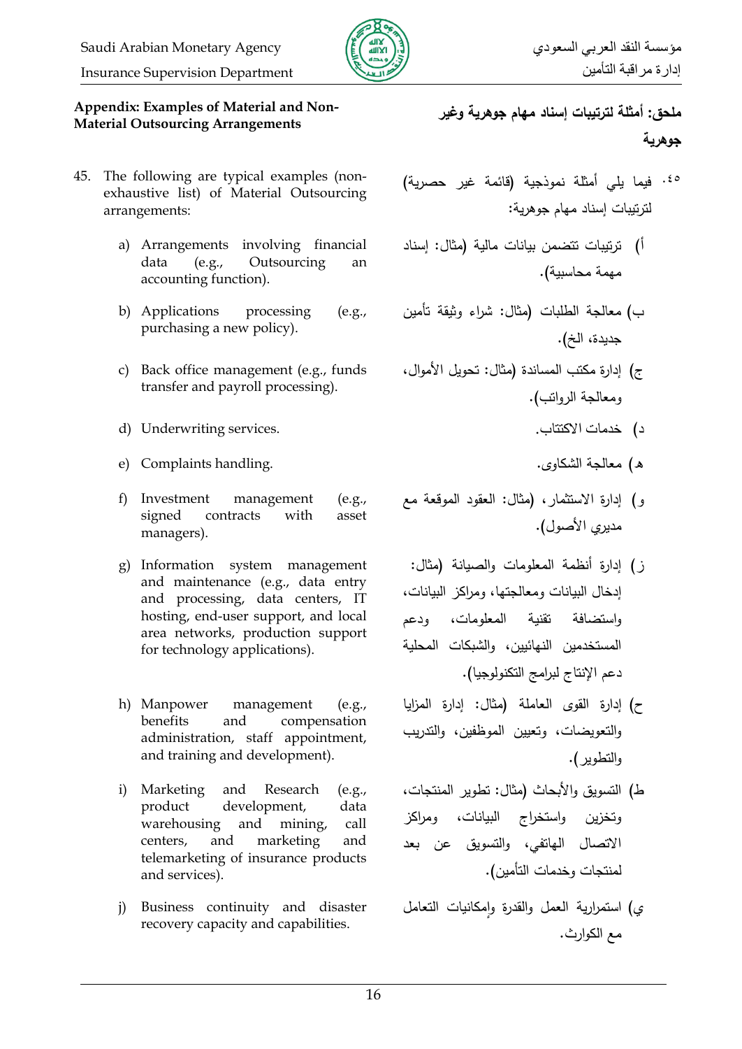## Appendix: Examples of Material and Non-Material Outsourcing Arrangements

45. The following are typical examples (non-exhaustive list) of Material Outsourcing arrangements:

    a) Arrangements involving financial data (e.g., Outsourcing an accounting function).

    b) Applications processing (e.g., purchasing a new policy).

    c) Back office management (e.g., funds transfer and payroll processing).

    d) Underwriting services.

    e) Complaints handling.

    f) Investment management (e.g., signed contracts with asset managers).

    g) Information system management and maintenance (e.g., data entry and processing, data centers, IT hosting, end-user support, and local area networks, production support for technology applications).

    h) Manpower management (e.g., benefits and compensation administration, staff appointment, and training and development).

    i) Marketing and Research (e.g., product development, data warehousing and mining, call centers, and marketing and telemarketing of insurance products and services).

    j) Business continuity and disaster recovery capacity and capabilities.

## ملحق: أمثلة لترتيبات إسناد مهام جوهرية وغير جوهرية

٤٥. فيما يلي أمثلة نموذجية (قائمة غير حصرية) لترتيبات إسناد مهام جوهرية:

أ) ترتيبات تتضمن بيانات مالية (مثال: إسناد مهمة محاسبية).

ب) معالجة الطلبات (مثال: شراء وثيقة تأمين جديدة، الخ).

ج) إدارة مكتب المساندة (مثال: تحويل الأموال، ومعالجة الرواتب).

د) خدمات الاكتتاب.

هـ) معالجة الشكاوى.

و) إدارة الاستثمار، (مثال: العقود الموقعة مع مديري الأصول).

ز) إدارة أنظمة المعلومات والصيانة (مثال: إدخال البيانات ومعالجتها، ومراكز البيانات، واستضافة تقنية المعلومات، ودعم المستخدمين النهائيين، والشبكات المحلية دعم الإنتاج لبرامج التكنولوجيا).

ح) إدارة القوى العاملة (مثال: إدارة المزايا والتعويضات، وتعيين الموظفين، والتدريب والتطوير).

ط) التسويق والأبحاث (مثال: تطوير المنتجات، وتخزين واستخراج البيانات، ومراكز الاتصال الهاتفي، والتسويق عن بعد لمنتجات وخدمات التأمين).

ي) استمرارية العمل والقدرة وإمكانيات التعامل مع الكوارث.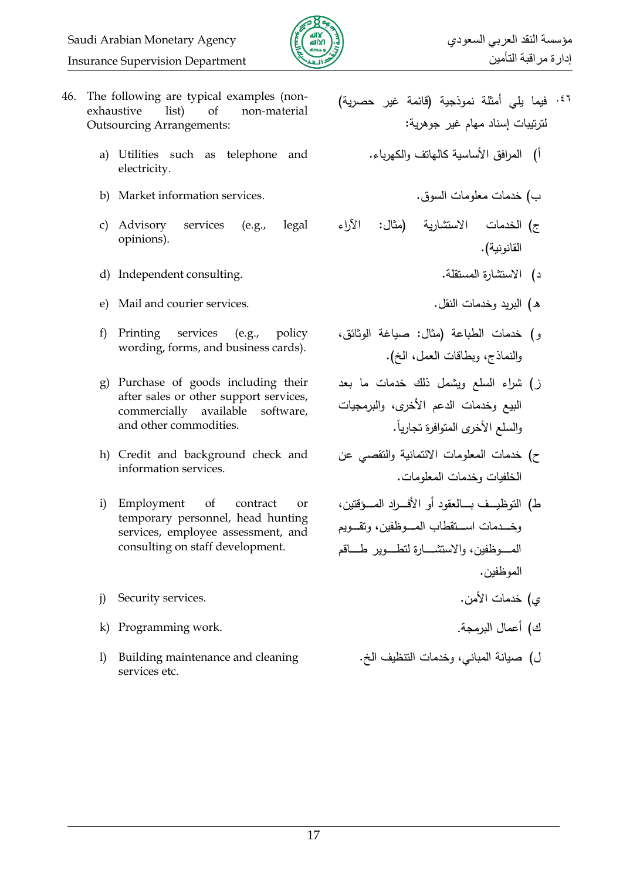46. The following are typical examples (non-exhaustive list) of non-material Outsourcing Arrangements:

    a) Utilities such as telephone and electricity.

    b) Market information services.

    c) Advisory services (e.g., legal opinions).

    d) Independent consulting.

    e) Mail and courier services.

    f) Printing services (e.g., policy wording, forms, and business cards).

    g) Purchase of goods including their after sales or other support services, commercially available software, and other commodities.

    h) Credit and background check and information services.

    i) Employment of contract or temporary personnel, head hunting services, employee assessment, and consulting on staff development.

    j) Security services.

    k) Programming work.

    l) Building maintenance and cleaning services etc.

٤٦. فيما يلي أمثلة نموذجية (قائمة غير حصرية) لترتيبات إسناد مهام غير جوهرية:

أ) المرافق الأساسية كالهاتف والكهرباء.

ب) خدمات معلومات السوق.

ج) الخدمات الاستشارية (مثال: الآراء القانونية).

د) الاستشارة المستقلة.

هـ) البريد وخدمات النقل.

و) خدمات الطباعة (مثال: صياغة الوثائق، والنماذج، وبطاقات العمل، الخ).

ز) شراء السلع ويشمل ذلك خدمات ما بعد البيع وخدمات الدعم الأخرى، والبرمجيات والسلع الأخرى المتوافرة تجارياً.

ح) خدمات المعلومات الائتمانية والتقصي عن الخلفيات وخدمات المعلومات.

ط) التوظيف بالعقود أو الأفراد المؤقتين، وخدمات استقطاب الموظفين، وتقويم الموظفين، والاستشارة لتطوير طاقم الموظفين.

ي) خدمات الأمن.

ك) أعمال البرمجة.

ل) صيانة المباني، وخدمات التنظيف الخ.